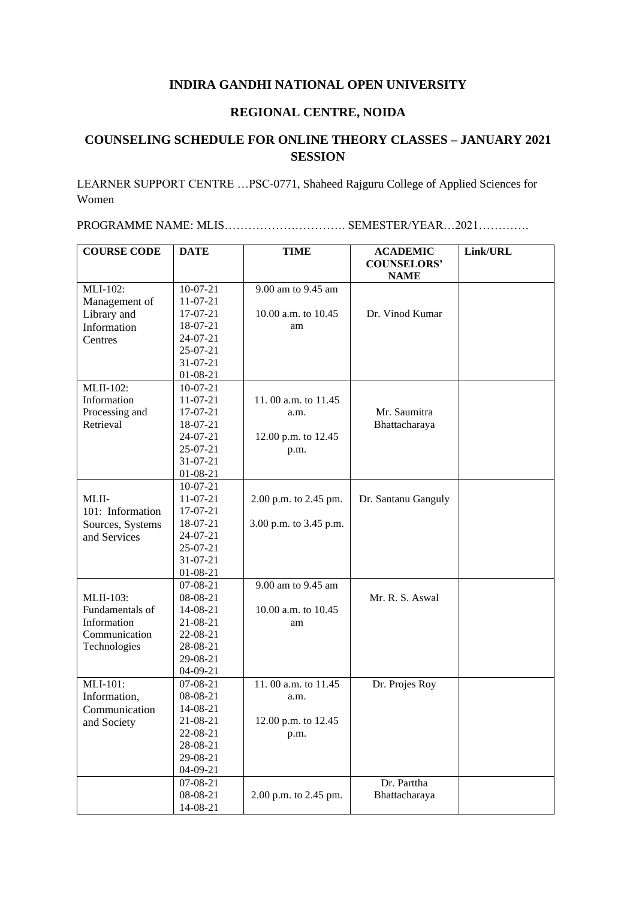**INDIRA GANDHI NATIONAL OPEN UNIVERSITY**

**REGIONAL CENTRE, NOIDA**

**COUNSELING SCHEDULE FOR ONLINE THEORY CLASSES – JANUARY 2021 SESSION**

LEARNER SUPPORT CENTRE …PSC-0771, Shaheed Rajguru College of Applied Sciences for Women

PROGRAMME NAME: MLIS…………………………. SEMESTER/YEAR…2021………….

| COURSE CODE | DATE | TIME | ACADEMIC COUNSELORS' NAME | Link/URL |
|---|---|---|---|---|
| MLI-102: Management of Library and Information Centres | 10-07-21<br>11-07-21<br>17-07-21<br>18-07-21<br>24-07-21<br>25-07-21<br>31-07-21<br>01-08-21 | 9.00 am to 9.45 am<br><br>10.00 a.m. to 10.45 am | Dr. Vinod Kumar | |
| MLII-102: Information Processing and Retrieval | 10-07-21<br>11-07-21<br>17-07-21<br>18-07-21<br>24-07-21<br>25-07-21<br>31-07-21<br>01-08-21 | 11. 00 a.m. to 11.45 a.m.<br><br>12.00 p.m. to 12.45 p.m. | Mr. Saumitra Bhattacharaya | |
| MLII-101: Information Sources, Systems and Services | 10-07-21<br>11-07-21<br>17-07-21<br>18-07-21<br>24-07-21<br>25-07-21<br>31-07-21<br>01-08-21 | 2.00 p.m. to 2.45 pm.<br><br>3.00 p.m. to 3.45 p.m. | Dr. Santanu Ganguly | |
| MLII-103: Fundamentals of Information Communication Technologies | 07-08-21<br>08-08-21<br>14-08-21<br>21-08-21<br>22-08-21<br>28-08-21<br>29-08-21<br>04-09-21 | 9.00 am to 9.45 am<br><br>10.00 a.m. to 10.45 am | Mr. R. S. Aswal | |
| MLI-101: Information, Communication and Society | 07-08-21<br>08-08-21<br>14-08-21<br>21-08-21<br>22-08-21<br>28-08-21<br>29-08-21<br>04-09-21 | 11. 00 a.m. to 11.45 a.m.<br><br>12.00 p.m. to 12.45 p.m. | Dr. Projes Roy | |
| | 07-08-21<br>08-08-21<br>14-08-21 | 2.00 p.m. to 2.45 pm. | Dr. Parttha Bhattacharaya | |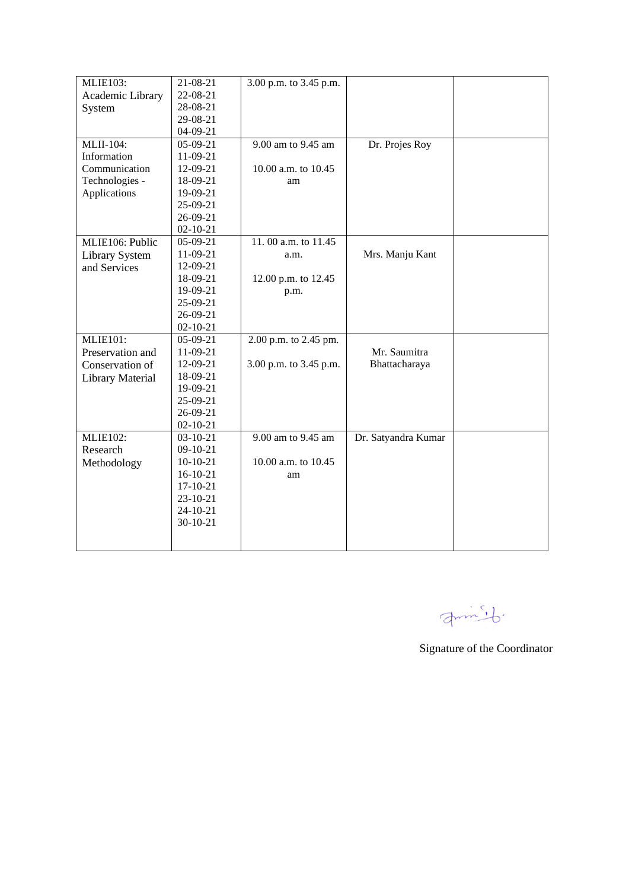| | | | | |
|---|---|---|---|---|
| MLIE103: Academic Library System | 21-08-21<br>22-08-21<br>28-08-21<br>29-08-21<br>04-09-21 | 3.00 p.m. to 3.45 p.m. | | |
| MLII-104: Information Communication Technologies - Applications | 05-09-21<br>11-09-21<br>12-09-21<br>18-09-21<br>19-09-21<br>25-09-21<br>26-09-21<br>02-10-21 | 9.00 am to 9.45 am<br><br>10.00 a.m. to 10.45 am | Dr. Projes Roy | |
| MLIE106: Public Library System and Services | 05-09-21<br>11-09-21<br>12-09-21<br>18-09-21<br>19-09-21<br>25-09-21<br>26-09-21<br>02-10-21 | 11. 00 a.m. to 11.45 a.m.<br><br>12.00 p.m. to 12.45 p.m. | Mrs. Manju Kant | |
| MLIE101: Preservation and Conservation of Library Material | 05-09-21<br>11-09-21<br>12-09-21<br>18-09-21<br>19-09-21<br>25-09-21<br>26-09-21<br>02-10-21 | 2.00 p.m. to 2.45 pm.<br><br>3.00 p.m. to 3.45 p.m. | Mr. Saumitra Bhattacharaya | |
| MLIE102: Research Methodology | 03-10-21<br>09-10-21<br>10-10-21<br>16-10-21<br>17-10-21<br>23-10-21<br>24-10-21<br>30-10-21 | 9.00 am to 9.45 am<br><br>10.00 a.m. to 10.45 am | Dr. Satyandra Kumar | |

Signature of the Coordinator